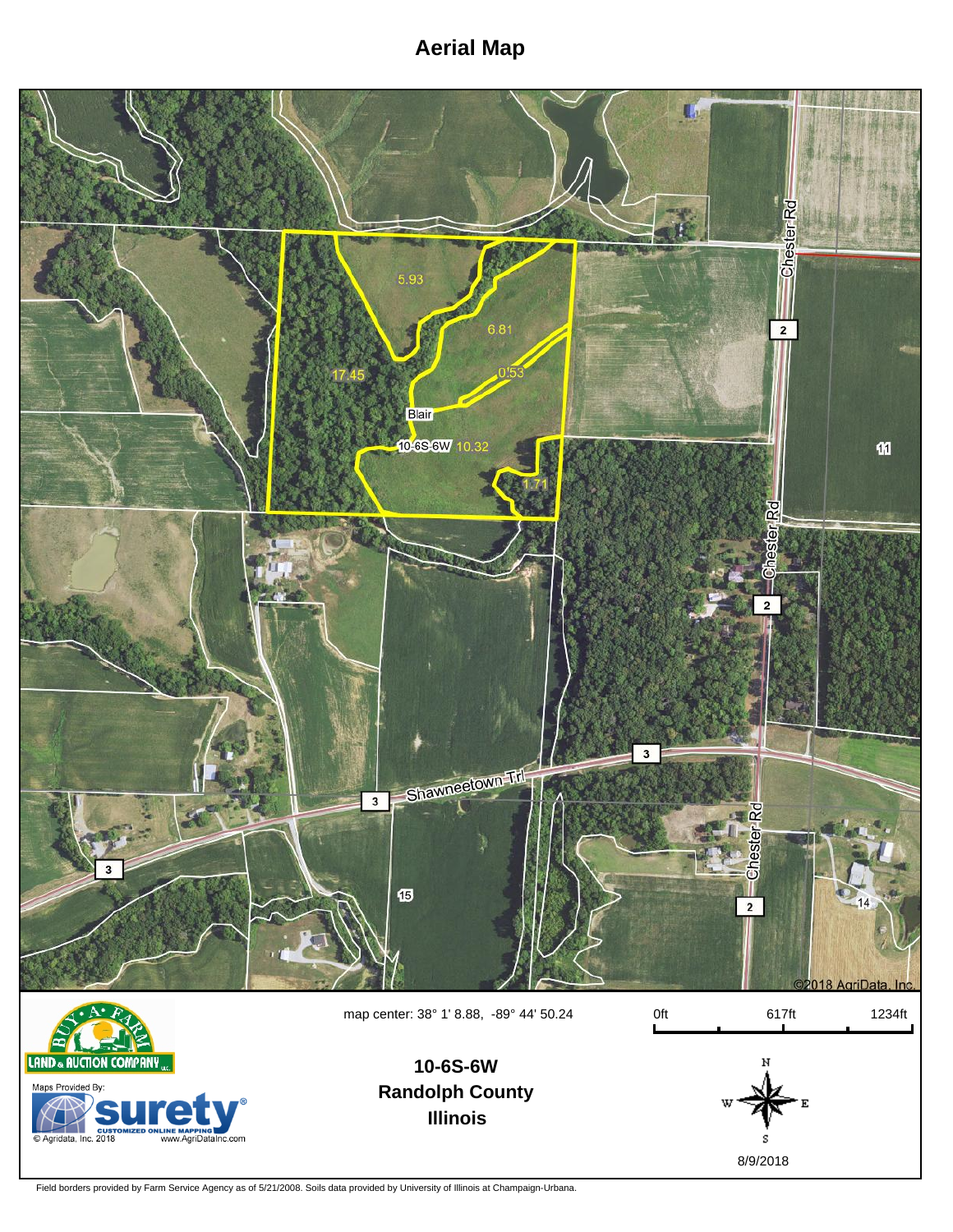# Aerial Map

5.93

6.81

17.45

0.53

Blair

10-6S-6W 10.32

1.71

Chester Rd

2

11

Shawneetown Trl

3

15

14

©2018 AgriData, Inc.

map center: 38° 1' 8.88, -89° 44' 50.24

0ft 617ft 1234ft

**10-6S-6W**
**Randolph County**
**Illinois**

8/9/2018

BUY-A-FARM LAND & AUCTION COMPANY LLC.

Maps Provided By: surety® CUSTOMIZED ONLINE MAPPING © Agridata, Inc. 2018 www.AgriDataInc.com

Field borders provided by Farm Service Agency as of 5/21/2008. Soils data provided by University of Illinois at Champaign-Urbana.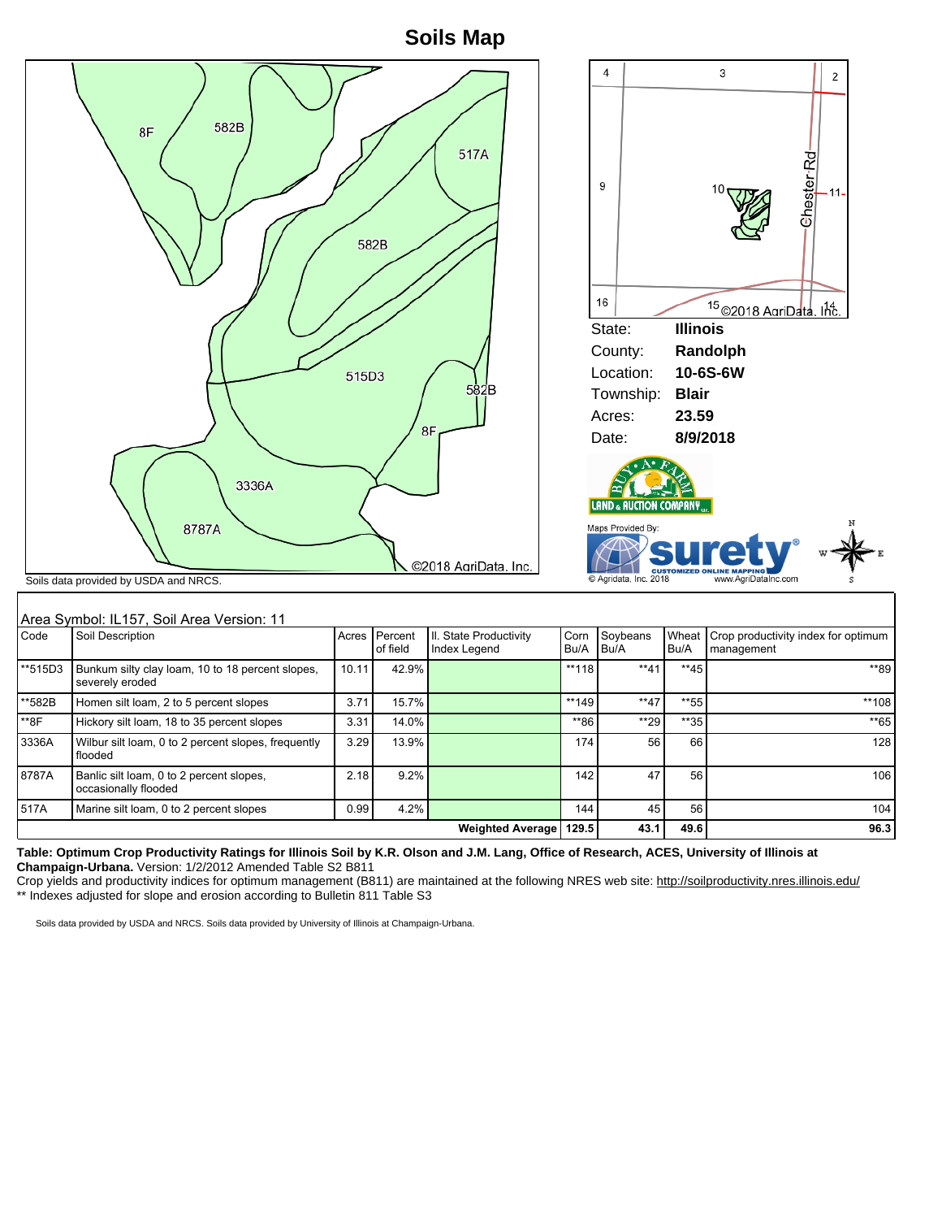# Soils Map

Soils data provided by USDA and NRCS.

| State: | Illinois |
|---|---|
| County: | Randolph |
| Location: | 10-6S-6W |
| Township: | Blair |
| Acres: | 23.59 |
| Date: | 8/9/2018 |

Maps Provided By: surety CUSTOMIZED ONLINE MAPPING © Agridata, Inc. 2018 www.AgriDataInc.com

Area Symbol: IL157, Soil Area Version: 11

| Code | Soil Description | Acres | Percent of field | Il. State Productivity Index Legend | Corn Bu/A | Soybeans Bu/A | Wheat Bu/A | Crop productivity index for optimum management |
|---|---|---|---|---|---|---|---|---|
| **515D3 | Bunkum silty clay loam, 10 to 18 percent slopes, severely eroded | 10.11 | 42.9% | | **118 | **41 | **45 | **89 |
| **582B | Homen silt loam, 2 to 5 percent slopes | 3.71 | 15.7% | | **149 | **47 | **55 | **108 |
| **8F | Hickory silt loam, 18 to 35 percent slopes | 3.31 | 14.0% | | **86 | **29 | **35 | **65 |
| 3336A | Wilbur silt loam, 0 to 2 percent slopes, frequently flooded | 3.29 | 13.9% | | 174 | 56 | 66 | 128 |
| 8787A | Banlic silt loam, 0 to 2 percent slopes, occasionally flooded | 2.18 | 9.2% | | 142 | 47 | 56 | 106 |
| 517A | Marine silt loam, 0 to 2 percent slopes | 0.99 | 4.2% | | 144 | 45 | 56 | 104 |
| | | | | **Weighted Average** | **129.5** | **43.1** | **49.6** | **96.3** |

**Table: Optimum Crop Productivity Ratings for Illinois Soil by K.R. Olson and J.M. Lang, Office of Research, ACES, University of Illinois at Champaign-Urbana.** Version: 1/2/2012 Amended Table S2 B811

Crop yields and productivity indices for optimum management (B811) are maintained at the following NRES web site: http://soilproductivity.nres.illinois.edu/

** Indexes adjusted for slope and erosion according to Bulletin 811 Table S3

Soils data provided by USDA and NRCS. Soils data provided by University of Illinois at Champaign-Urbana.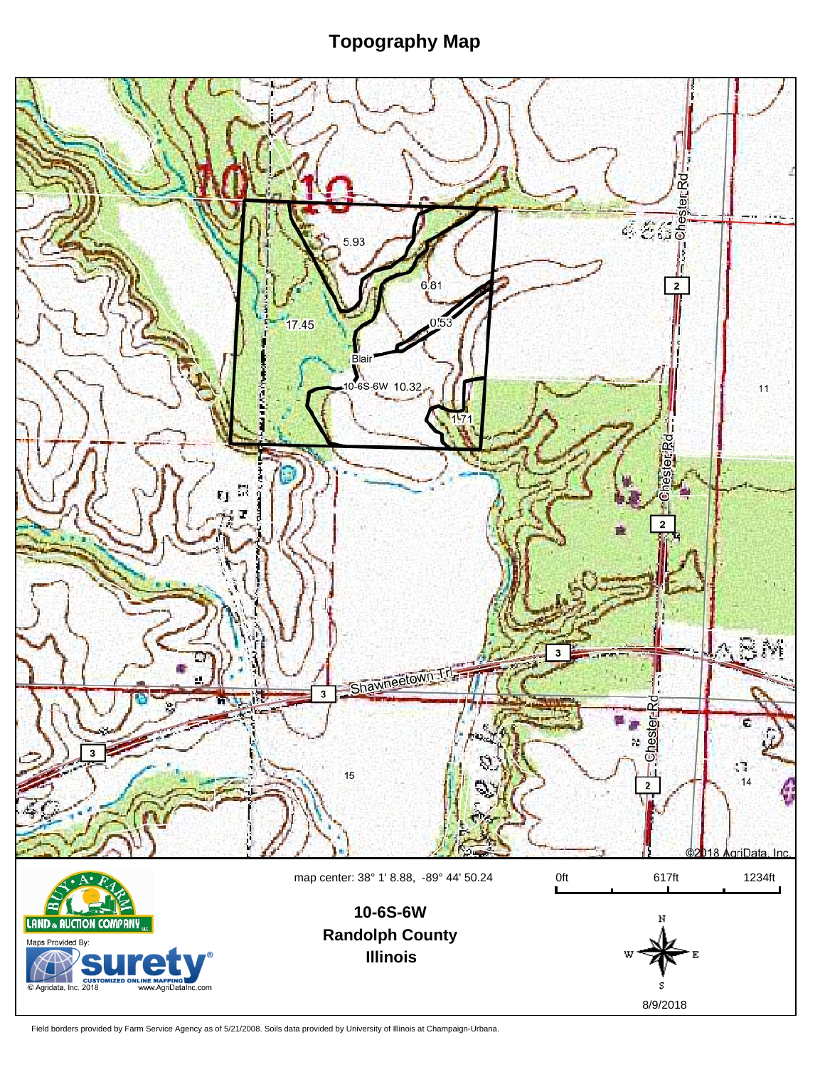# Topography Map

5.93

6.81

0.53

17.45

Blair

10-6S-6W 10.32

1.71

Chester Rd

2

11

Shawneetown Trl

3

15

14

BM

©2018 AgriData, Inc.

map center: 38° 1' 8.88, -89° 44' 50.24

0ft 617ft 1234ft

**10-6S-6W**
**Randolph County**
**Illinois**

N
W E
S

8/9/2018

BUY-A-FARM LAND & AUCTION COMPANY LLC

Maps Provided By: surety® CUSTOMIZED ONLINE MAPPING
© Agridata, Inc. 2018 www.AgriDataInc.com

Field borders provided by Farm Service Agency as of 5/21/2008. Soils data provided by University of Illinois at Champaign-Urbana.